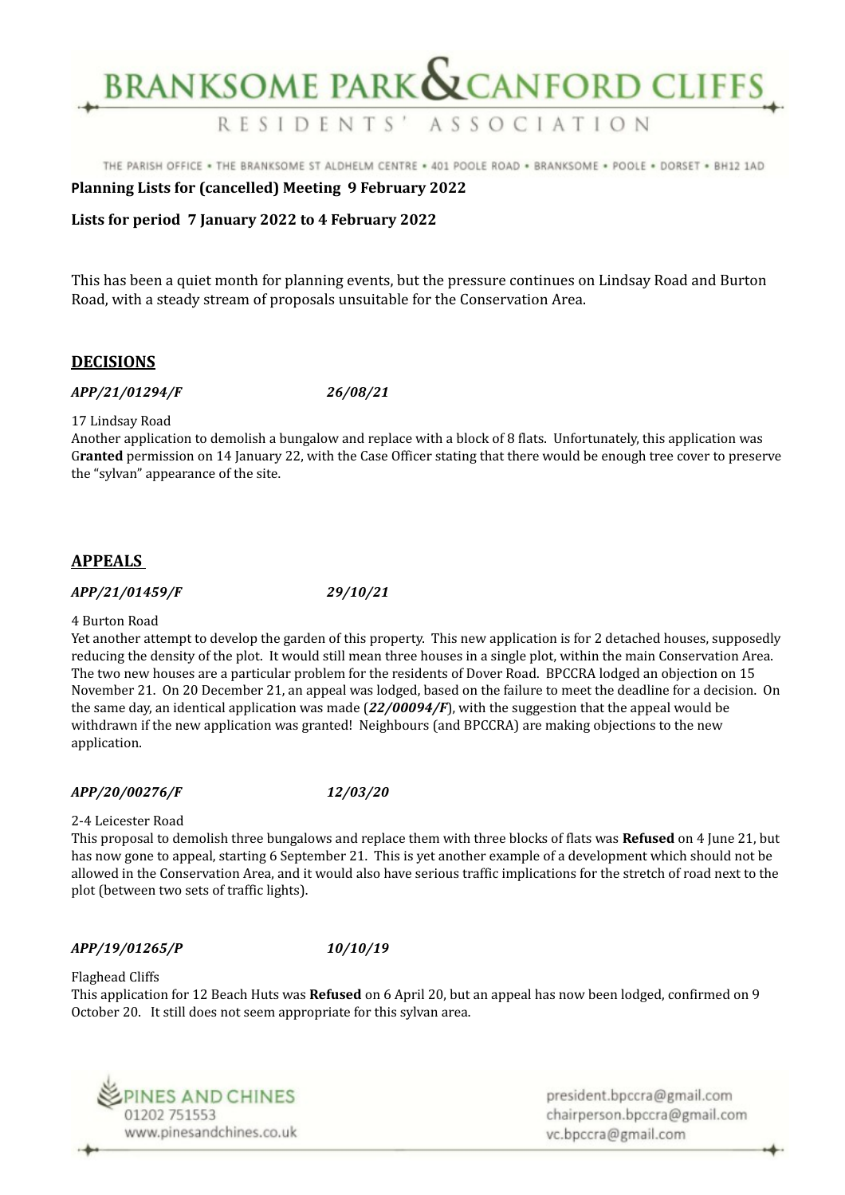# BRANKSOME PARK & CANFORD CLIFFS

## RESIDENTS' ASSOCIATION

THE PARISH OFFICE • THE BRANKSOME ST ALDHELM CENTRE • 401 POOLE ROAD • BRANKSOME • POOLE • DORSET • BH12 1AD

**Planning Lists for (cancelled) Meeting 9 February 2022**

**Lists for period 7 January 2022 to 4 February 2022**

This has been a quiet month for planning events, but the pressure continues on Lindsay Road and Burton Road, with a steady stream of proposals unsuitable for the Conservation Area.

## DECISIONS

***APP/21/01294/F*** ***26/08/21***

17 Lindsay Road
Another application to demolish a bungalow and replace with a block of 8 flats. Unfortunately, this application was G**ranted** permission on 14 January 22, with the Case Officer stating that there would be enough tree cover to preserve the "sylvan" appearance of the site.

## APPEALS

***APP/21/01459/F*** ***29/10/21***

4 Burton Road
Yet another attempt to develop the garden of this property. This new application is for 2 detached houses, supposedly reducing the density of the plot. It would still mean three houses in a single plot, within the main Conservation Area. The two new houses are a particular problem for the residents of Dover Road. BPCCRA lodged an objection on 15 November 21. On 20 December 21, an appeal was lodged, based on the failure to meet the deadline for a decision. On the same day, an identical application was made (***22/00094/F***), with the suggestion that the appeal would be withdrawn if the new application was granted! Neighbours (and BPCCRA) are making objections to the new application.

***APP/20/00276/F*** ***12/03/20***

2-4 Leicester Road
This proposal to demolish three bungalows and replace them with three blocks of flats was **Refused** on 4 June 21, but has now gone to appeal, starting 6 September 21. This is yet another example of a development which should not be allowed in the Conservation Area, and it would also have serious traffic implications for the stretch of road next to the plot (between two sets of traffic lights).

***APP/19/01265/P*** ***10/10/19***

Flaghead Cliffs
This application for 12 Beach Huts was **Refused** on 6 April 20, but an appeal has now been lodged, confirmed on 9 October 20. It still does not seem appropriate for this sylvan area.

PINES AND CHINES
01202 751553
www.pinesandchines.co.uk

president.bpccra@gmail.com
chairperson.bpccra@gmail.com
vc.bpccra@gmail.com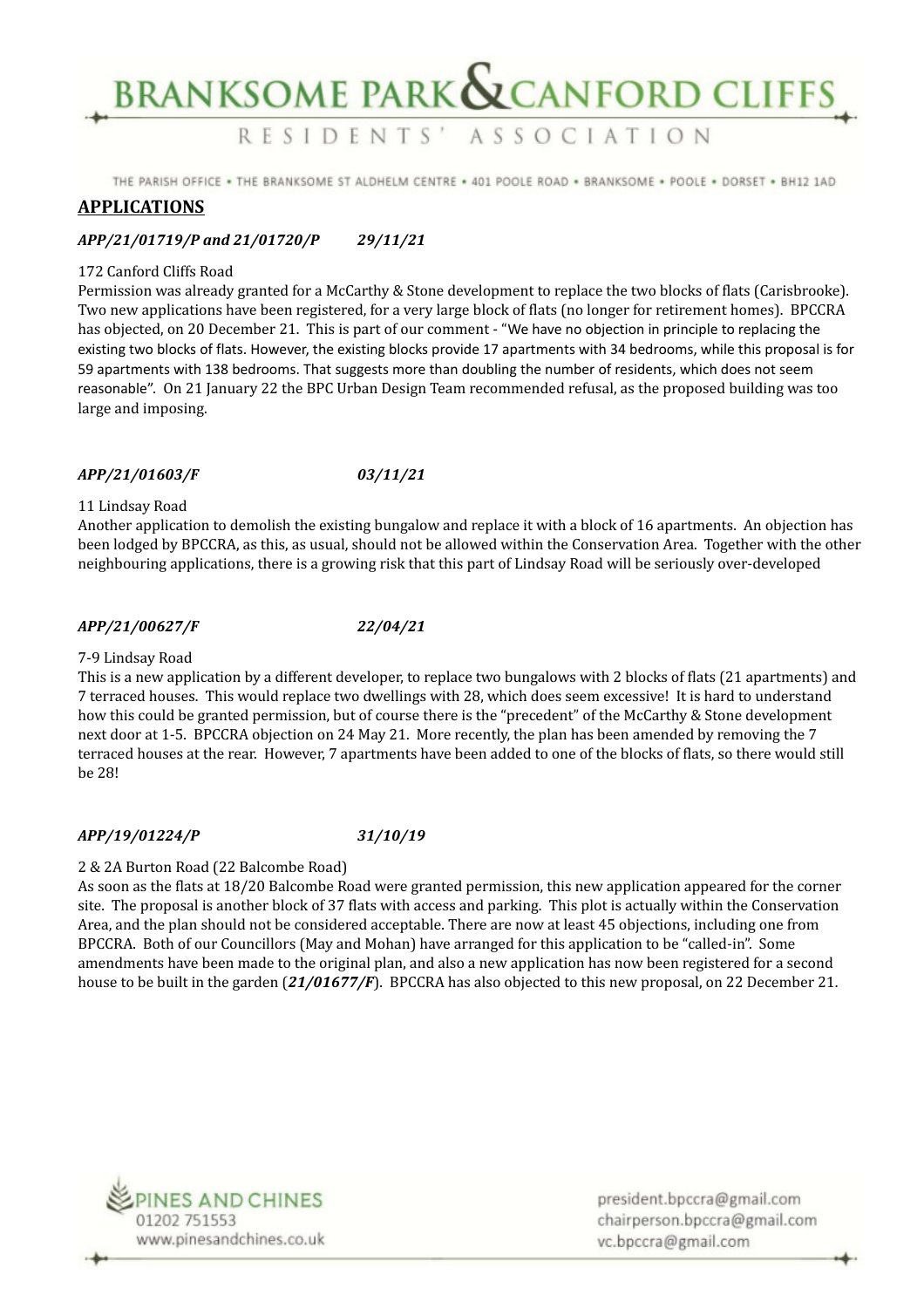## APPLICATIONS

***APP/21/01719/P and 21/01720/P 29/11/21***

172 Canford Cliffs Road

Permission was already granted for a McCarthy & Stone development to replace the two blocks of flats (Carisbrooke). Two new applications have been registered, for a very large block of flats (no longer for retirement homes). BPCCRA has objected, on 20 December 21. This is part of our comment - "We have no objection in principle to replacing the existing two blocks of flats. However, the existing blocks provide 17 apartments with 34 bedrooms, while this proposal is for 59 apartments with 138 bedrooms. That suggests more than doubling the number of residents, which does not seem reasonable". On 21 January 22 the BPC Urban Design Team recommended refusal, as the proposed building was too large and imposing.

***APP/21/01603/F 03/11/21***

11 Lindsay Road

Another application to demolish the existing bungalow and replace it with a block of 16 apartments. An objection has been lodged by BPCCRA, as this, as usual, should not be allowed within the Conservation Area. Together with the other neighbouring applications, there is a growing risk that this part of Lindsay Road will be seriously over-developed

***APP/21/00627/F 22/04/21***

7-9 Lindsay Road

This is a new application by a different developer, to replace two bungalows with 2 blocks of flats (21 apartments) and 7 terraced houses. This would replace two dwellings with 28, which does seem excessive! It is hard to understand how this could be granted permission, but of course there is the "precedent" of the McCarthy & Stone development next door at 1-5. BPCCRA objection on 24 May 21. More recently, the plan has been amended by removing the 7 terraced houses at the rear. However, 7 apartments have been added to one of the blocks of flats, so there would still be 28!

***APP/19/01224/P 31/10/19***

2 & 2A Burton Road (22 Balcombe Road)

As soon as the flats at 18/20 Balcombe Road were granted permission, this new application appeared for the corner site. The proposal is another block of 37 flats with access and parking. This plot is actually within the Conservation Area, and the plan should not be considered acceptable. There are now at least 45 objections, including one from BPCCRA. Both of our Councillors (May and Mohan) have arranged for this application to be "called-in". Some amendments have been made to the original plan, and also a new application has now been registered for a second house to be built in the garden (***21/01677/F***). BPCCRA has also objected to this new proposal, on 22 December 21.